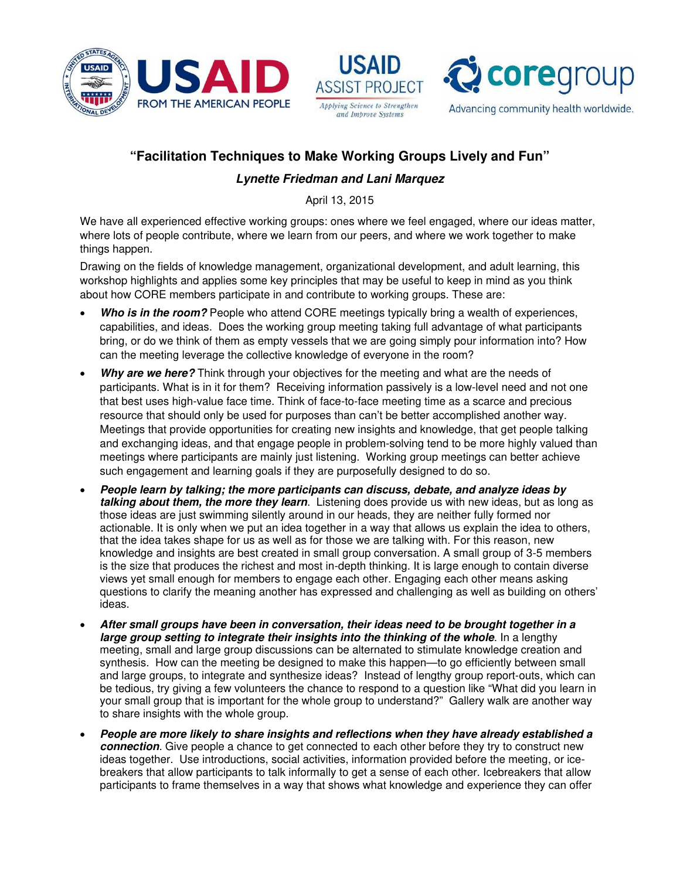# "Facilitation Techniques to Make Working Groups Lively and Fun"

***Lynette Friedman and Lani Marquez***

April 13, 2015

We have all experienced effective working groups: ones where we feel engaged, where our ideas matter, where lots of people contribute, where we learn from our peers, and where we work together to make things happen.

Drawing on the fields of knowledge management, organizational development, and adult learning, this workshop highlights and applies some key principles that may be useful to keep in mind as you think about how CORE members participate in and contribute to working groups. These are:

- ***Who is in the room?*** People who attend CORE meetings typically bring a wealth of experiences, capabilities, and ideas. Does the working group meeting taking full advantage of what participants bring, or do we think of them as empty vessels that we are going simply pour information into? How can the meeting leverage the collective knowledge of everyone in the room?
- ***Why are we here?*** Think through your objectives for the meeting and what are the needs of participants. What is in it for them? Receiving information passively is a low-level need and not one that best uses high-value face time. Think of face-to-face meeting time as a scarce and precious resource that should only be used for purposes than can't be better accomplished another way. Meetings that provide opportunities for creating new insights and knowledge, that get people talking and exchanging ideas, and that engage people in problem-solving tend to be more highly valued than meetings where participants are mainly just listening. Working group meetings can better achieve such engagement and learning goals if they are purposefully designed to do so.
- ***People learn by talking; the more participants can discuss, debate, and analyze ideas by talking about them, the more they learn***. Listening does provide us with new ideas, but as long as those ideas are just swimming silently around in our heads, they are neither fully formed nor actionable. It is only when we put an idea together in a way that allows us explain the idea to others, that the idea takes shape for us as well as for those we are talking with. For this reason, new knowledge and insights are best created in small group conversation. A small group of 3-5 members is the size that produces the richest and most in-depth thinking. It is large enough to contain diverse views yet small enough for members to engage each other. Engaging each other means asking questions to clarify the meaning another has expressed and challenging as well as building on others' ideas.
- ***After small groups have been in conversation, their ideas need to be brought together in a large group setting to integrate their insights into the thinking of the whole***. In a lengthy meeting, small and large group discussions can be alternated to stimulate knowledge creation and synthesis. How can the meeting be designed to make this happen—to go efficiently between small and large groups, to integrate and synthesize ideas? Instead of lengthy group report-outs, which can be tedious, try giving a few volunteers the chance to respond to a question like "What did you learn in your small group that is important for the whole group to understand?" Gallery walk are another way to share insights with the whole group.
- ***People are more likely to share insights and reflections when they have already established a connection***. Give people a chance to get connected to each other before they try to construct new ideas together. Use introductions, social activities, information provided before the meeting, or ice-breakers that allow participants to talk informally to get a sense of each other. Icebreakers that allow participants to frame themselves in a way that shows what knowledge and experience they can offer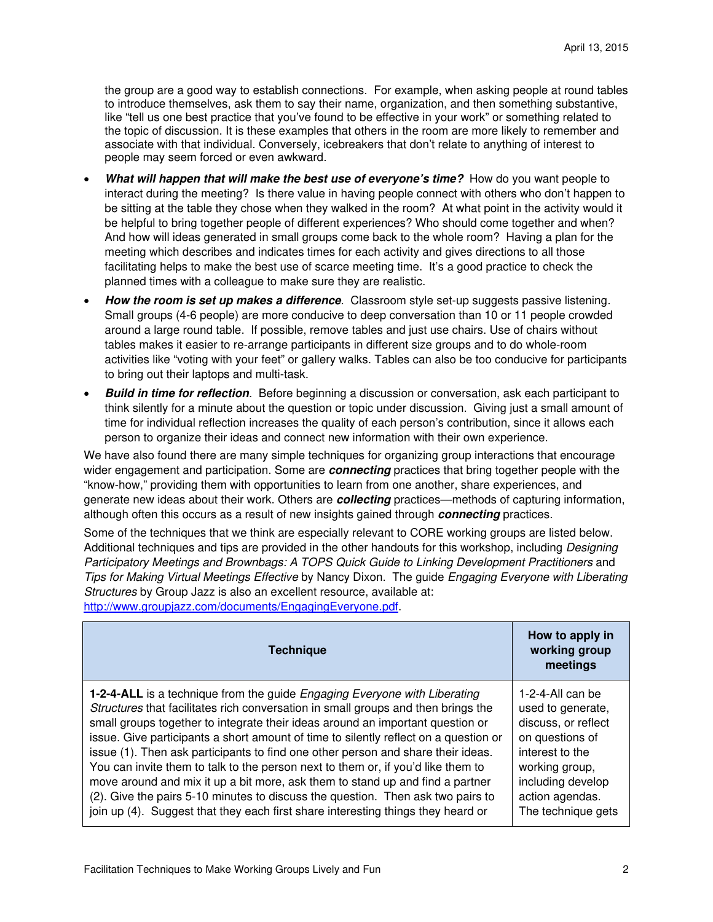the group are a good way to establish connections. For example, when asking people at round tables to introduce themselves, ask them to say their name, organization, and then something substantive, like "tell us one best practice that you've found to be effective in your work" or something related to the topic of discussion. It is these examples that others in the room are more likely to remember and associate with that individual. Conversely, icebreakers that don't relate to anything of interest to people may seem forced or even awkward.

- ***What will happen that will make the best use of everyone's time?*** How do you want people to interact during the meeting? Is there value in having people connect with others who don't happen to be sitting at the table they chose when they walked in the room? At what point in the activity would it be helpful to bring together people of different experiences? Who should come together and when? And how will ideas generated in small groups come back to the whole room? Having a plan for the meeting which describes and indicates times for each activity and gives directions to all those facilitating helps to make the best use of scarce meeting time. It's a good practice to check the planned times with a colleague to make sure they are realistic.
- ***How the room is set up makes a difference***. Classroom style set-up suggests passive listening. Small groups (4-6 people) are more conducive to deep conversation than 10 or 11 people crowded around a large round table. If possible, remove tables and just use chairs. Use of chairs without tables makes it easier to re-arrange participants in different size groups and to do whole-room activities like "voting with your feet" or gallery walks. Tables can also be too conducive for participants to bring out their laptops and multi-task.
- ***Build in time for reflection***. Before beginning a discussion or conversation, ask each participant to think silently for a minute about the question or topic under discussion. Giving just a small amount of time for individual reflection increases the quality of each person's contribution, since it allows each person to organize their ideas and connect new information with their own experience.

We have also found there are many simple techniques for organizing group interactions that encourage wider engagement and participation. Some are ***connecting*** practices that bring together people with the "know-how," providing them with opportunities to learn from one another, share experiences, and generate new ideas about their work. Others are ***collecting*** practices—methods of capturing information, although often this occurs as a result of new insights gained through ***connecting*** practices.

Some of the techniques that we think are especially relevant to CORE working groups are listed below. Additional techniques and tips are provided in the other handouts for this workshop, including *Designing Participatory Meetings and Brownbags: A TOPS Quick Guide to Linking Development Practitioners* and *Tips for Making Virtual Meetings Effective* by Nancy Dixon. The guide *Engaging Everyone with Liberating Structures* by Group Jazz is also an excellent resource, available at: http://www.groupjazz.com/documents/EngagingEveryone.pdf.

| Technique | How to apply in working group meetings |
|---|---|
| **1-2-4-ALL** is a technique from the guide *Engaging Everyone with Liberating Structures* that facilitates rich conversation in small groups and then brings the small groups together to integrate their ideas around an important question or issue. Give participants a short amount of time to silently reflect on a question or issue (1). Then ask participants to find one other person and share their ideas. You can invite them to talk to the person next to them or, if you'd like them to move around and mix it up a bit more, ask them to stand up and find a partner (2). Give the pairs 5-10 minutes to discuss the question. Then ask two pairs to join up (4). Suggest that they each first share interesting things they heard or | 1-2-4-All can be used to generate, discuss, or reflect on questions of interest to the working group, including develop action agendas. The technique gets |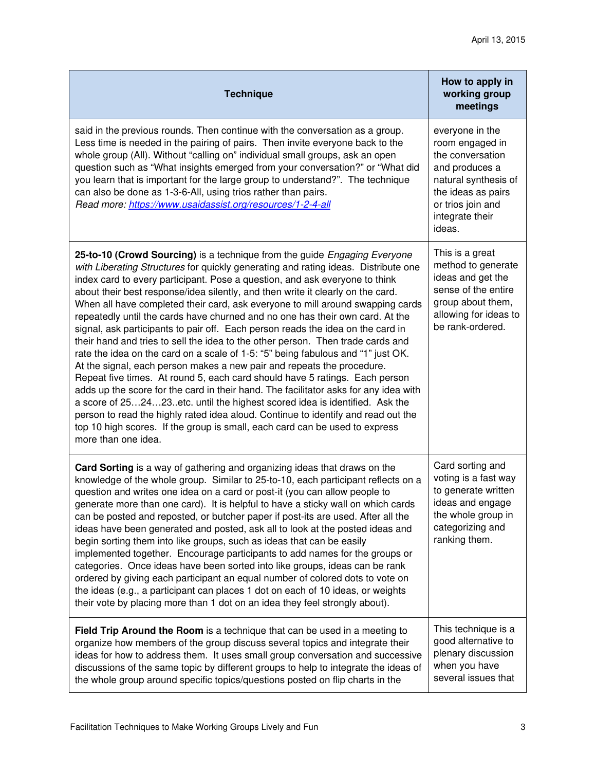| Technique | How to apply in working group meetings |
| --- | --- |
| said in the previous rounds. Then continue with the conversation as a group. Less time is needed in the pairing of pairs. Then invite everyone back to the whole group (All). Without "calling on" individual small groups, ask an open question such as "What insights emerged from your conversation?" or "What did you learn that is important for the large group to understand?". The technique can also be done as 1-3-6-All, using trios rather than pairs. *Read more:* [*https://www.usaidassist.org/resources/1-2-4-all*](https://www.usaidassist.org/resources/1-2-4-all) | everyone in the room engaged in the conversation and produces a natural synthesis of the ideas as pairs or trios join and integrate their ideas. |
| **25-to-10 (Crowd Sourcing)** is a technique from the guide *Engaging Everyone with Liberating Structures* for quickly generating and rating ideas. Distribute one index card to every participant. Pose a question, and ask everyone to think about their best response/idea silently, and then write it clearly on the card. When all have completed their card, ask everyone to mill around swapping cards repeatedly until the cards have churned and no one has their own card. At the signal, ask participants to pair off. Each person reads the idea on the card in their hand and tries to sell the idea to the other person. Then trade cards and rate the idea on the card on a scale of 1-5: "5" being fabulous and "1" just OK. At the signal, each person makes a new pair and repeats the procedure. Repeat five times. At round 5, each card should have 5 ratings. Each person adds up the score for the card in their hand. The facilitator asks for any idea with a score of 25…24…23..etc. until the highest scored idea is identified. Ask the person to read the highly rated idea aloud. Continue to identify and read out the top 10 high scores. If the group is small, each card can be used to express more than one idea. | This is a great method to generate ideas and get the sense of the entire group about them, allowing for ideas to be rank-ordered. |
| **Card Sorting** is a way of gathering and organizing ideas that draws on the knowledge of the whole group. Similar to 25-to-10, each participant reflects on a question and writes one idea on a card or post-it (you can allow people to generate more than one card). It is helpful to have a sticky wall on which cards can be posted and reposted, or butcher paper if post-its are used. After all the ideas have been generated and posted, ask all to look at the posted ideas and begin sorting them into like groups, such as ideas that can be easily implemented together. Encourage participants to add names for the groups or categories. Once ideas have been sorted into like groups, ideas can be rank ordered by giving each participant an equal number of colored dots to vote on the ideas (e.g., a participant can places 1 dot on each of 10 ideas, or weights their vote by placing more than 1 dot on an idea they feel strongly about). | Card sorting and voting is a fast way to generate written ideas and engage the whole group in categorizing and ranking them. |
| **Field Trip Around the Room** is a technique that can be used in a meeting to organize how members of the group discuss several topics and integrate their ideas for how to address them. It uses small group conversation and successive discussions of the same topic by different groups to help to integrate the ideas of the whole group around specific topics/questions posted on flip charts in the | This technique is a good alternative to plenary discussion when you have several issues that |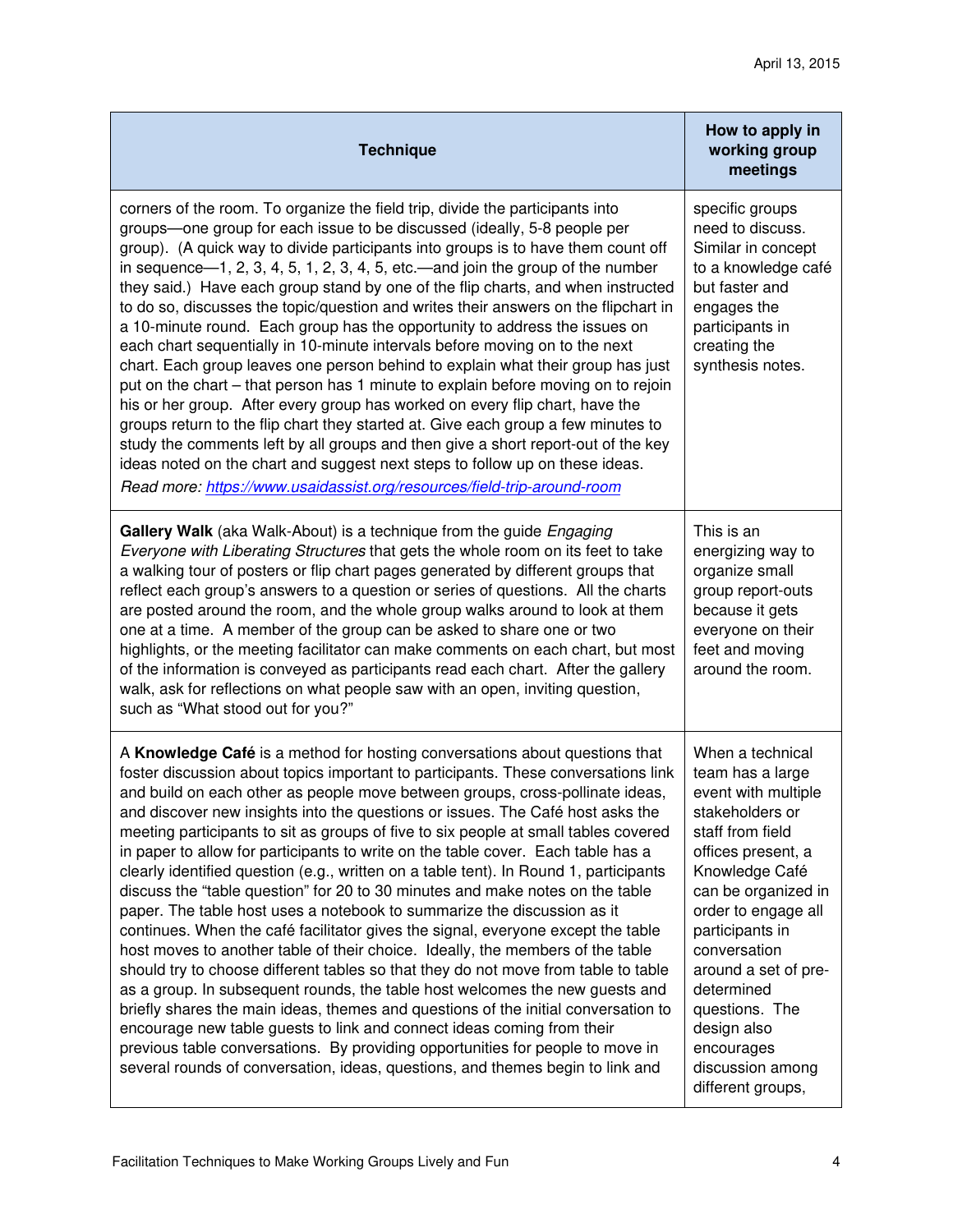| Technique | How to apply in working group meetings |
|---|---|
| corners of the room. To organize the field trip, divide the participants into groups—one group for each issue to be discussed (ideally, 5-8 people per group). (A quick way to divide participants into groups is to have them count off in sequence—1, 2, 3, 4, 5, 1, 2, 3, 4, 5, etc.—and join the group of the number they said.) Have each group stand by one of the flip charts, and when instructed to do so, discusses the topic/question and writes their answers on the flipchart in a 10-minute round. Each group has the opportunity to address the issues on each chart sequentially in 10-minute intervals before moving on to the next chart. Each group leaves one person behind to explain what their group has just put on the chart – that person has 1 minute to explain before moving on to rejoin his or her group. After every group has worked on every flip chart, have the groups return to the flip chart they started at. Give each group a few minutes to study the comments left by all groups and then give a short report-out of the key ideas noted on the chart and suggest next steps to follow up on these ideas. *Read more: [https://www.usaidassist.org/resources/field-trip-around-room](https://www.usaidassist.org/resources/field-trip-around-room)* | specific groups need to discuss. Similar in concept to a knowledge café but faster and engages the participants in creating the synthesis notes. |
| **Gallery Walk** (aka Walk-About) is a technique from the guide *Engaging Everyone with Liberating Structures* that gets the whole room on its feet to take a walking tour of posters or flip chart pages generated by different groups that reflect each group's answers to a question or series of questions. All the charts are posted around the room, and the whole group walks around to look at them one at a time. A member of the group can be asked to share one or two highlights, or the meeting facilitator can make comments on each chart, but most of the information is conveyed as participants read each chart. After the gallery walk, ask for reflections on what people saw with an open, inviting question, such as "What stood out for you?" | This is an energizing way to organize small group report-outs because it gets everyone on their feet and moving around the room. |
| A **Knowledge Café** is a method for hosting conversations about questions that foster discussion about topics important to participants. These conversations link and build on each other as people move between groups, cross-pollinate ideas, and discover new insights into the questions or issues. The Café host asks the meeting participants to sit as groups of five to six people at small tables covered in paper to allow for participants to write on the table cover. Each table has a clearly identified question (e.g., written on a table tent). In Round 1, participants discuss the "table question" for 20 to 30 minutes and make notes on the table paper. The table host uses a notebook to summarize the discussion as it continues. When the café facilitator gives the signal, everyone except the table host moves to another table of their choice. Ideally, the members of the table should try to choose different tables so that they do not move from table to table as a group. In subsequent rounds, the table host welcomes the new guests and briefly shares the main ideas, themes and questions of the initial conversation to encourage new table guests to link and connect ideas coming from their previous table conversations. By providing opportunities for people to move in several rounds of conversation, ideas, questions, and themes begin to link and | When a technical team has a large event with multiple stakeholders or staff from field offices present, a Knowledge Café can be organized in order to engage all participants in conversation around a set of pre-determined questions. The design also encourages discussion among different groups, |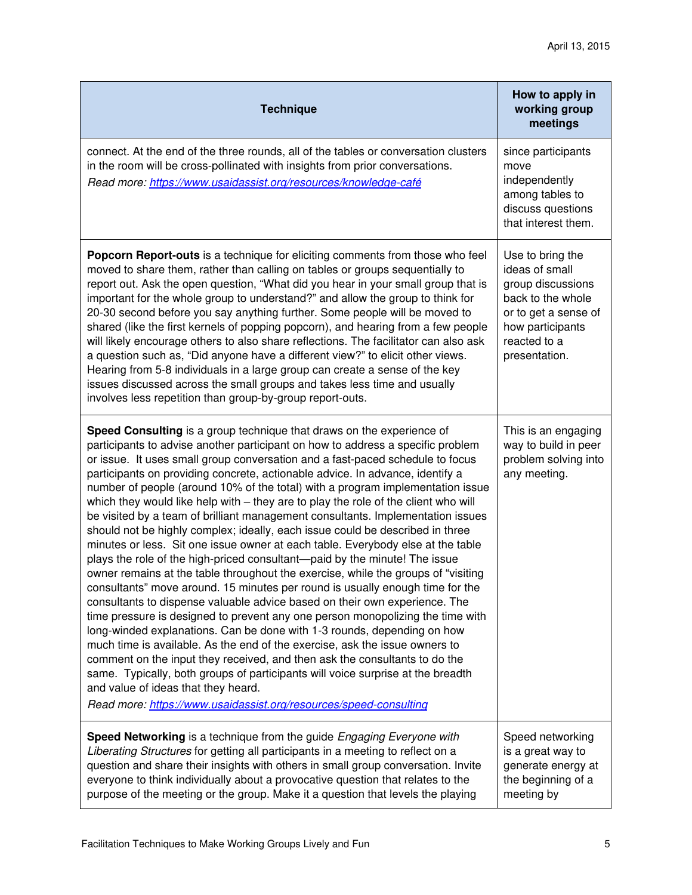| Technique | How to apply in working group meetings |
| --- | --- |
| connect. At the end of the three rounds, all of the tables or conversation clusters in the room will be cross-pollinated with insights from prior conversations. *Read more: https://www.usaidassist.org/resources/knowledge-café* | since participants move independently among tables to discuss questions that interest them. |
| **Popcorn Report-outs** is a technique for eliciting comments from those who feel moved to share them, rather than calling on tables or groups sequentially to report out. Ask the open question, "What did you hear in your small group that is important for the whole group to understand?" and allow the group to think for 20-30 second before you say anything further. Some people will be moved to shared (like the first kernels of popping popcorn), and hearing from a few people will likely encourage others to also share reflections. The facilitator can also ask a question such as, "Did anyone have a different view?" to elicit other views. Hearing from 5-8 individuals in a large group can create a sense of the key issues discussed across the small groups and takes less time and usually involves less repetition than group-by-group report-outs. | Use to bring the ideas of small group discussions back to the whole or to get a sense of how participants reacted to a presentation. |
| **Speed Consulting** is a group technique that draws on the experience of participants to advise another participant on how to address a specific problem or issue. It uses small group conversation and a fast-paced schedule to focus participants on providing concrete, actionable advice. In advance, identify a number of people (around 10% of the total) with a program implementation issue which they would like help with – they are to play the role of the client who will be visited by a team of brilliant management consultants. Implementation issues should not be highly complex; ideally, each issue could be described in three minutes or less. Sit one issue owner at each table. Everybody else at the table plays the role of the high-priced consultant—paid by the minute! The issue owner remains at the table throughout the exercise, while the groups of "visiting consultants" move around. 15 minutes per round is usually enough time for the consultants to dispense valuable advice based on their own experience. The time pressure is designed to prevent any one person monopolizing the time with long-winded explanations. Can be done with 1-3 rounds, depending on how much time is available. As the end of the exercise, ask the issue owners to comment on the input they received, and then ask the consultants to do the same. Typically, both groups of participants will voice surprise at the breadth and value of ideas that they heard. *Read more: https://www.usaidassist.org/resources/speed-consulting* | This is an engaging way to build in peer problem solving into any meeting. |
| **Speed Networking** is a technique from the guide *Engaging Everyone with Liberating Structures* for getting all participants in a meeting to reflect on a question and share their insights with others in small group conversation. Invite everyone to think individually about a provocative question that relates to the purpose of the meeting or the group. Make it a question that levels the playing | Speed networking is a great way to generate energy at the beginning of a meeting by |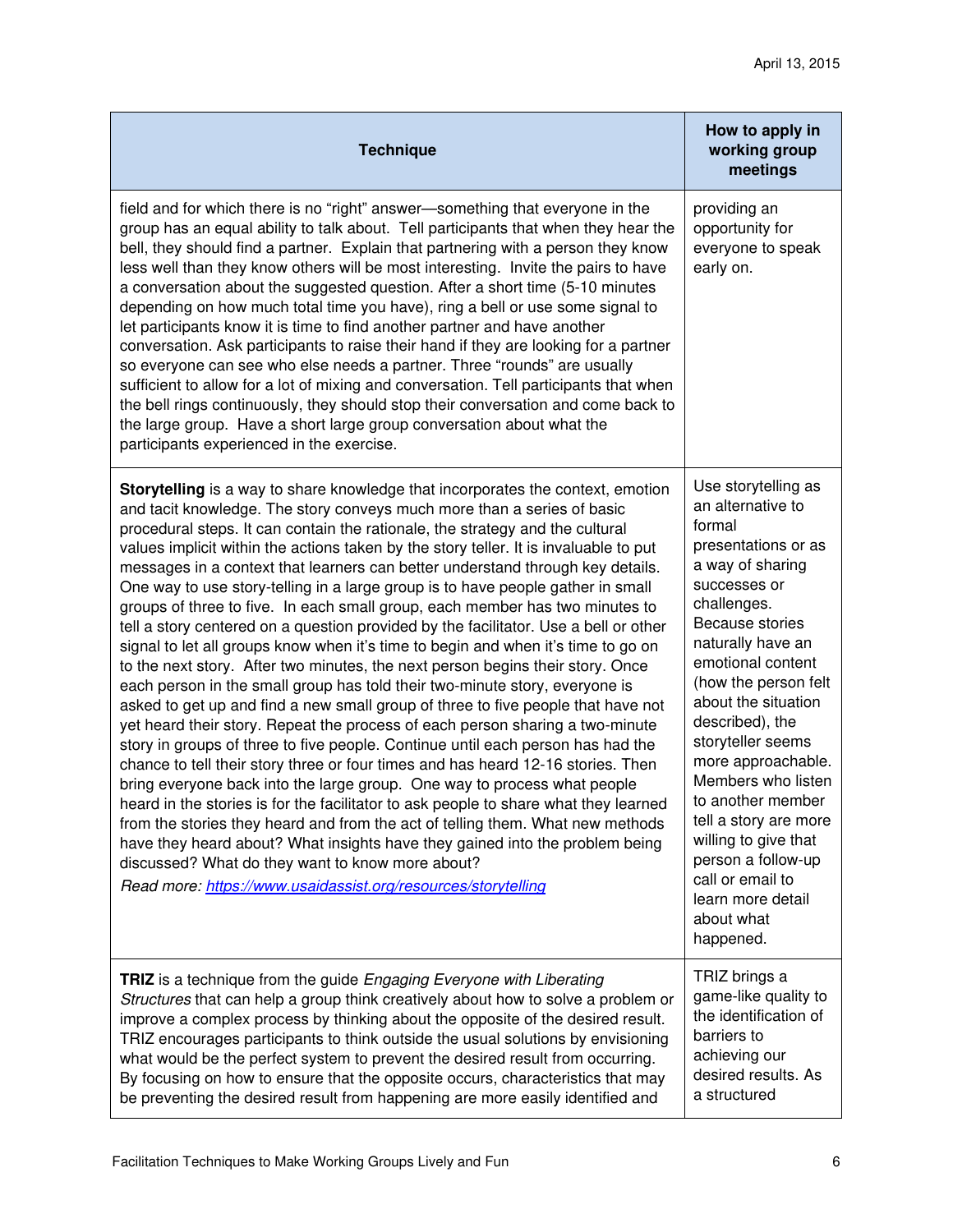| Technique | How to apply in working group meetings |
|---|---|
| field and for which there is no "right" answer—something that everyone in the group has an equal ability to talk about. Tell participants that when they hear the bell, they should find a partner. Explain that partnering with a person they know less well than they know others will be most interesting. Invite the pairs to have a conversation about the suggested question. After a short time (5-10 minutes depending on how much total time you have), ring a bell or use some signal to let participants know it is time to find another partner and have another conversation. Ask participants to raise their hand if they are looking for a partner so everyone can see who else needs a partner. Three "rounds" are usually sufficient to allow for a lot of mixing and conversation. Tell participants that when the bell rings continuously, they should stop their conversation and come back to the large group. Have a short large group conversation about what the participants experienced in the exercise. | providing an opportunity for everyone to speak early on. |
| **Storytelling** is a way to share knowledge that incorporates the context, emotion and tacit knowledge. The story conveys much more than a series of basic procedural steps. It can contain the rationale, the strategy and the cultural values implicit within the actions taken by the story teller. It is invaluable to put messages in a context that learners can better understand through key details. One way to use story-telling in a large group is to have people gather in small groups of three to five. In each small group, each member has two minutes to tell a story centered on a question provided by the facilitator. Use a bell or other signal to let all groups know when it's time to begin and when it's time to go on to the next story. After two minutes, the next person begins their story. Once each person in the small group has told their two-minute story, everyone is asked to get up and find a new small group of three to five people that have not yet heard their story. Repeat the process of each person sharing a two-minute story in groups of three to five people. Continue until each person has had the chance to tell their story three or four times and has heard 12-16 stories. Then bring everyone back into the large group. One way to process what people heard in the stories is for the facilitator to ask people to share what they learned from the stories they heard and from the act of telling them. What new methods have they heard about? What insights have they gained into the problem being discussed? What do they want to know more about? *Read more: [https://www.usaidassist.org/resources/storytelling](https://www.usaidassist.org/resources/storytelling)* | Use storytelling as an alternative to formal presentations or as a way of sharing successes or challenges. Because stories naturally have an emotional content (how the person felt about the situation described), the storyteller seems more approachable. Members who listen to another member tell a story are more willing to give that person a follow-up call or email to learn more detail about what happened. |
| **TRIZ** is a technique from the guide *Engaging Everyone with Liberating Structures* that can help a group think creatively about how to solve a problem or improve a complex process by thinking about the opposite of the desired result. TRIZ encourages participants to think outside the usual solutions by envisioning what would be the perfect system to prevent the desired result from occurring. By focusing on how to ensure that the opposite occurs, characteristics that may be preventing the desired result from happening are more easily identified and | TRIZ brings a game-like quality to the identification of barriers to achieving our desired results. As a structured |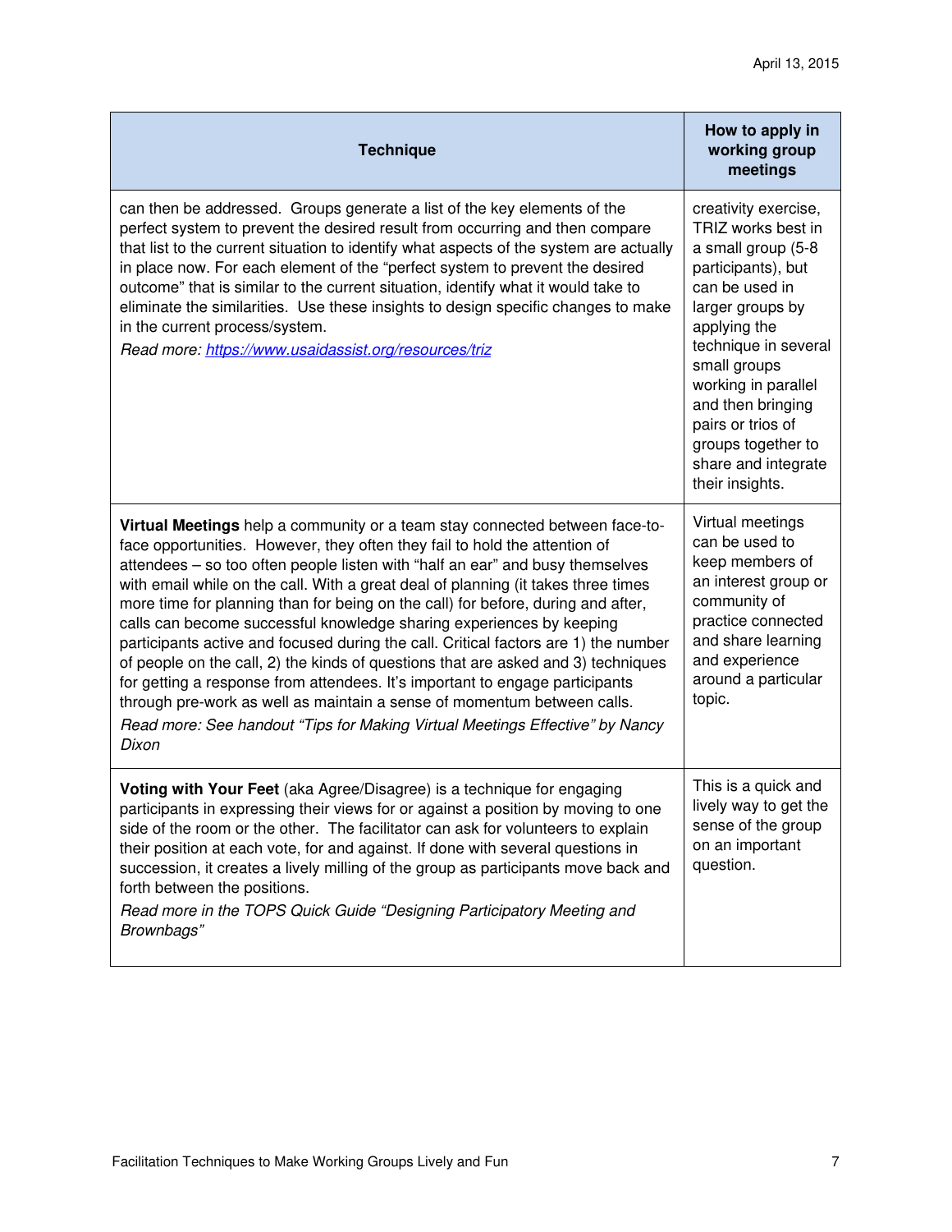| Technique | How to apply in working group meetings |
| --- | --- |
| can then be addressed. Groups generate a list of the key elements of the perfect system to prevent the desired result from occurring and then compare that list to the current situation to identify what aspects of the system are actually in place now. For each element of the "perfect system to prevent the desired outcome" that is similar to the current situation, identify what it would take to eliminate the similarities. Use these insights to design specific changes to make in the current process/system. *Read more: [https://www.usaidassist.org/resources/triz](https://www.usaidassist.org/resources/triz)* | creativity exercise, TRIZ works best in a small group (5-8 participants), but can be used in larger groups by applying the technique in several small groups working in parallel and then bringing pairs or trios of groups together to share and integrate their insights. |
| **Virtual Meetings** help a community or a team stay connected between face-to-face opportunities. However, they often they fail to hold the attention of attendees – so too often people listen with "half an ear" and busy themselves with email while on the call. With a great deal of planning (it takes three times more time for planning than for being on the call) for before, during and after, calls can become successful knowledge sharing experiences by keeping participants active and focused during the call. Critical factors are 1) the number of people on the call, 2) the kinds of questions that are asked and 3) techniques for getting a response from attendees. It's important to engage participants through pre-work as well as maintain a sense of momentum between calls. *Read more: See handout "Tips for Making Virtual Meetings Effective" by Nancy Dixon* | Virtual meetings can be used to keep members of an interest group or community of practice connected and share learning and experience around a particular topic. |
| **Voting with Your Feet** (aka Agree/Disagree) is a technique for engaging participants in expressing their views for or against a position by moving to one side of the room or the other. The facilitator can ask for volunteers to explain their position at each vote, for and against. If done with several questions in succession, it creates a lively milling of the group as participants move back and forth between the positions. *Read more in the TOPS Quick Guide "Designing Participatory Meeting and Brownbags"* | This is a quick and lively way to get the sense of the group on an important question. |